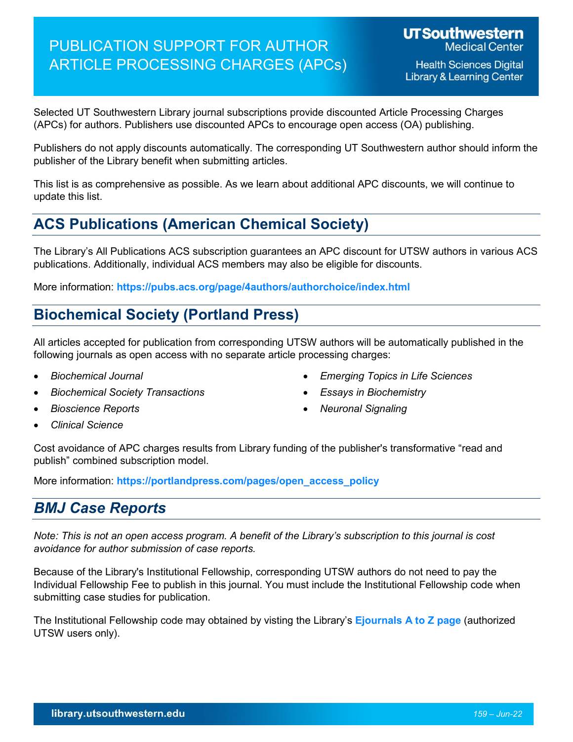# PUBLICATION SUPPORT FOR AUTHOR ARTICLE PROCESSING CHARGES (APCs)

UT Southwestern Medical Center
Health Sciences Digital Library & Learning Center

Selected UT Southwestern Library journal subscriptions provide discounted Article Processing Charges (APCs) for authors. Publishers use discounted APCs to encourage open access (OA) publishing.

Publishers do not apply discounts automatically. The corresponding UT Southwestern author should inform the publisher of the Library benefit when submitting articles.

This list is as comprehensive as possible. As we learn about additional APC discounts, we will continue to update this list.

## ACS Publications (American Chemical Society)

The Library's All Publications ACS subscription guarantees an APC discount for UTSW authors in various ACS publications. Additionally, individual ACS members may also be eligible for discounts.

More information: **https://pubs.acs.org/page/4authors/authorchoice/index.html**

## Biochemical Society (Portland Press)

All articles accepted for publication from corresponding UTSW authors will be automatically published in the following journals as open access with no separate article processing charges:

- *Biochemical Journal*
- *Biochemical Society Transactions*
- *Bioscience Reports*
- *Clinical Science*
- *Emerging Topics in Life Sciences*
- *Essays in Biochemistry*
- *Neuronal Signaling*

Cost avoidance of APC charges results from Library funding of the publisher's transformative "read and publish" combined subscription model.

More information: **https://portlandpress.com/pages/open_access_policy**

## *BMJ Case Reports*

*Note: This is not an open access program. A benefit of the Library's subscription to this journal is cost avoidance for author submission of case reports.*

Because of the Library's Institutional Fellowship, corresponding UTSW authors do not need to pay the Individual Fellowship Fee to publish in this journal. You must include the Institutional Fellowship code when submitting case studies for publication.

The Institutional Fellowship code may obtained by visting the Library's **Ejournals A to Z page** (authorized UTSW users only).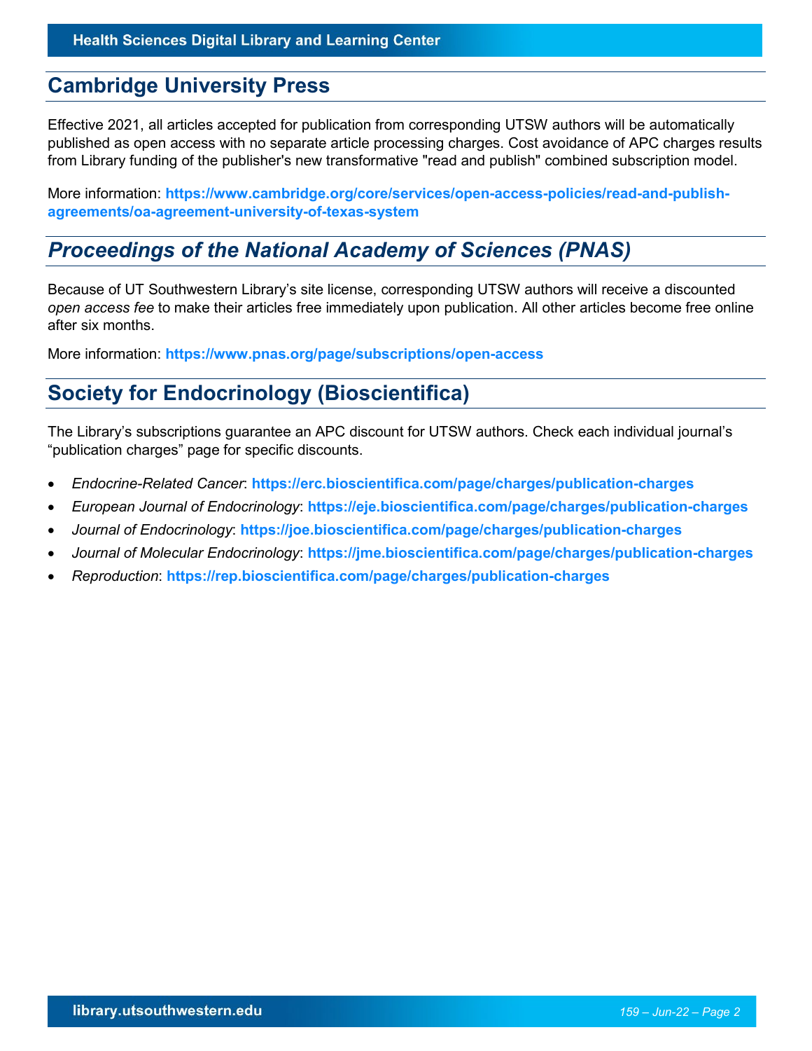## Cambridge University Press

Effective 2021, all articles accepted for publication from corresponding UTSW authors will be automatically published as open access with no separate article processing charges. Cost avoidance of APC charges results from Library funding of the publisher's new transformative "read and publish" combined subscription model.

More information: **https://www.cambridge.org/core/services/open-access-policies/read-and-publish-agreements/oa-agreement-university-of-texas-system**

## *Proceedings of the National Academy of Sciences (PNAS)*

Because of UT Southwestern Library's site license, corresponding UTSW authors will receive a discounted *open access fee* to make their articles free immediately upon publication. All other articles become free online after six months.

More information: **https://www.pnas.org/page/subscriptions/open-access**

## Society for Endocrinology (Bioscientifica)

The Library's subscriptions guarantee an APC discount for UTSW authors. Check each individual journal's "publication charges" page for specific discounts.

- *Endocrine-Related Cancer*: **https://erc.bioscientifica.com/page/charges/publication-charges**
- *European Journal of Endocrinology*: **https://eje.bioscientifica.com/page/charges/publication-charges**
- *Journal of Endocrinology*: **https://joe.bioscientifica.com/page/charges/publication-charges**
- *Journal of Molecular Endocrinology*: **https://jme.bioscientifica.com/page/charges/publication-charges**
- *Reproduction*: **https://rep.bioscientifica.com/page/charges/publication-charges**